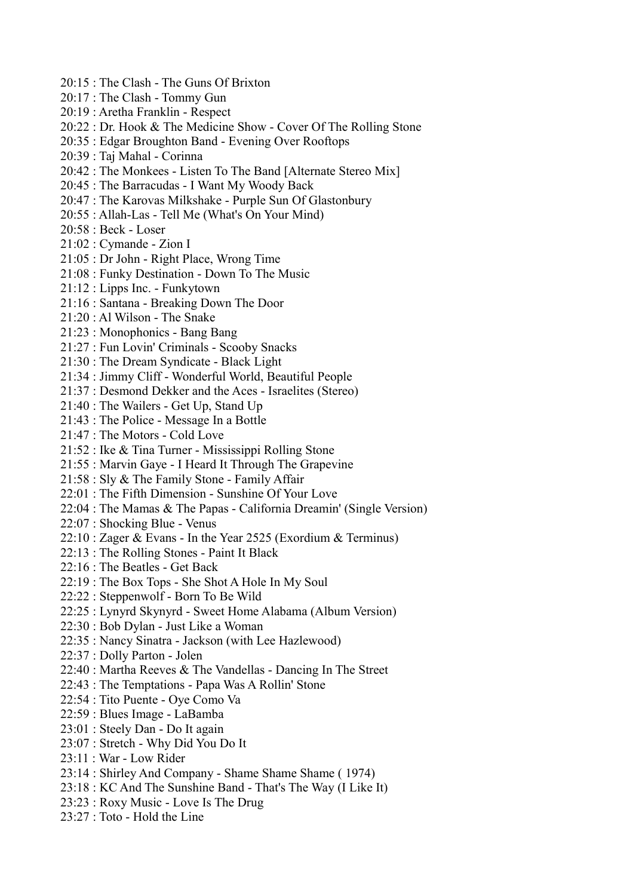20:15 : The Clash - The Guns Of Brixton
20:17 : The Clash - Tommy Gun
20:19 : Aretha Franklin - Respect
20:22 : Dr. Hook & The Medicine Show - Cover Of The Rolling Stone
20:35 : Edgar Broughton Band - Evening Over Rooftops
20:39 : Taj Mahal - Corinna
20:42 : The Monkees - Listen To The Band [Alternate Stereo Mix]
20:45 : The Barracudas - I Want My Woody Back
20:47 : The Karovas Milkshake - Purple Sun Of Glastonbury
20:55 : Allah-Las - Tell Me (What's On Your Mind)
20:58 : Beck - Loser
21:02 : Cymande - Zion I
21:05 : Dr John - Right Place, Wrong Time
21:08 : Funky Destination - Down To The Music
21:12 : Lipps Inc. - Funkytown
21:16 : Santana - Breaking Down The Door
21:20 : Al Wilson - The Snake
21:23 : Monophonics - Bang Bang
21:27 : Fun Lovin' Criminals - Scooby Snacks
21:30 : The Dream Syndicate - Black Light
21:34 : Jimmy Cliff - Wonderful World, Beautiful People
21:37 : Desmond Dekker and the Aces - Israelites (Stereo)
21:40 : The Wailers - Get Up, Stand Up
21:43 : The Police - Message In a Bottle
21:47 : The Motors - Cold Love
21:52 : Ike & Tina Turner - Mississippi Rolling Stone
21:55 : Marvin Gaye - I Heard It Through The Grapevine
21:58 : Sly & The Family Stone - Family Affair
22:01 : The Fifth Dimension - Sunshine Of Your Love
22:04 : The Mamas & The Papas - California Dreamin' (Single Version)
22:07 : Shocking Blue - Venus
22:10 : Zager & Evans - In the Year 2525 (Exordium & Terminus)
22:13 : The Rolling Stones - Paint It Black
22:16 : The Beatles - Get Back
22:19 : The Box Tops - She Shot A Hole In My Soul
22:22 : Steppenwolf - Born To Be Wild
22:25 : Lynyrd Skynyrd - Sweet Home Alabama (Album Version)
22:30 : Bob Dylan - Just Like a Woman
22:35 : Nancy Sinatra - Jackson (with Lee Hazlewood)
22:37 : Dolly Parton - Jolen
22:40 : Martha Reeves & The Vandellas - Dancing In The Street
22:43 : The Temptations - Papa Was A Rollin' Stone
22:54 : Tito Puente - Oye Como Va
22:59 : Blues Image - LaBamba
23:01 : Steely Dan - Do It again
23:07 : Stretch - Why Did You Do It
23:11 : War - Low Rider
23:14 : Shirley And Company - Shame Shame Shame ( 1974)
23:18 : KC And The Sunshine Band - That's The Way (I Like It)
23:23 : Roxy Music - Love Is The Drug
23:27 : Toto - Hold the Line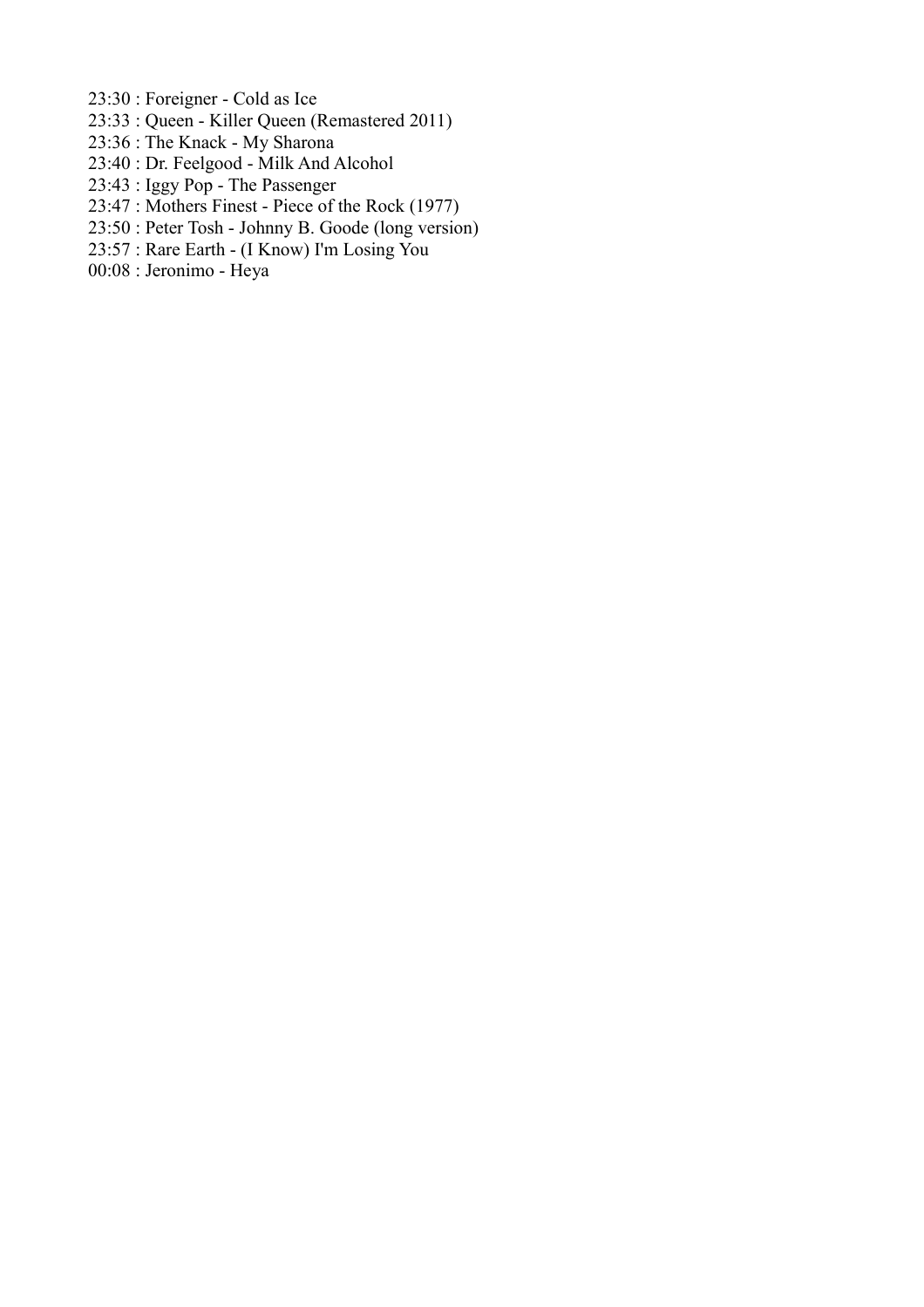23:30 : Foreigner - Cold as Ice
23:33 : Queen - Killer Queen (Remastered 2011)
23:36 : The Knack - My Sharona
23:40 : Dr. Feelgood - Milk And Alcohol
23:43 : Iggy Pop - The Passenger
23:47 : Mothers Finest - Piece of the Rock (1977)
23:50 : Peter Tosh - Johnny B. Goode (long version)
23:57 : Rare Earth - (I Know) I'm Losing You
00:08 : Jeronimo - Heya